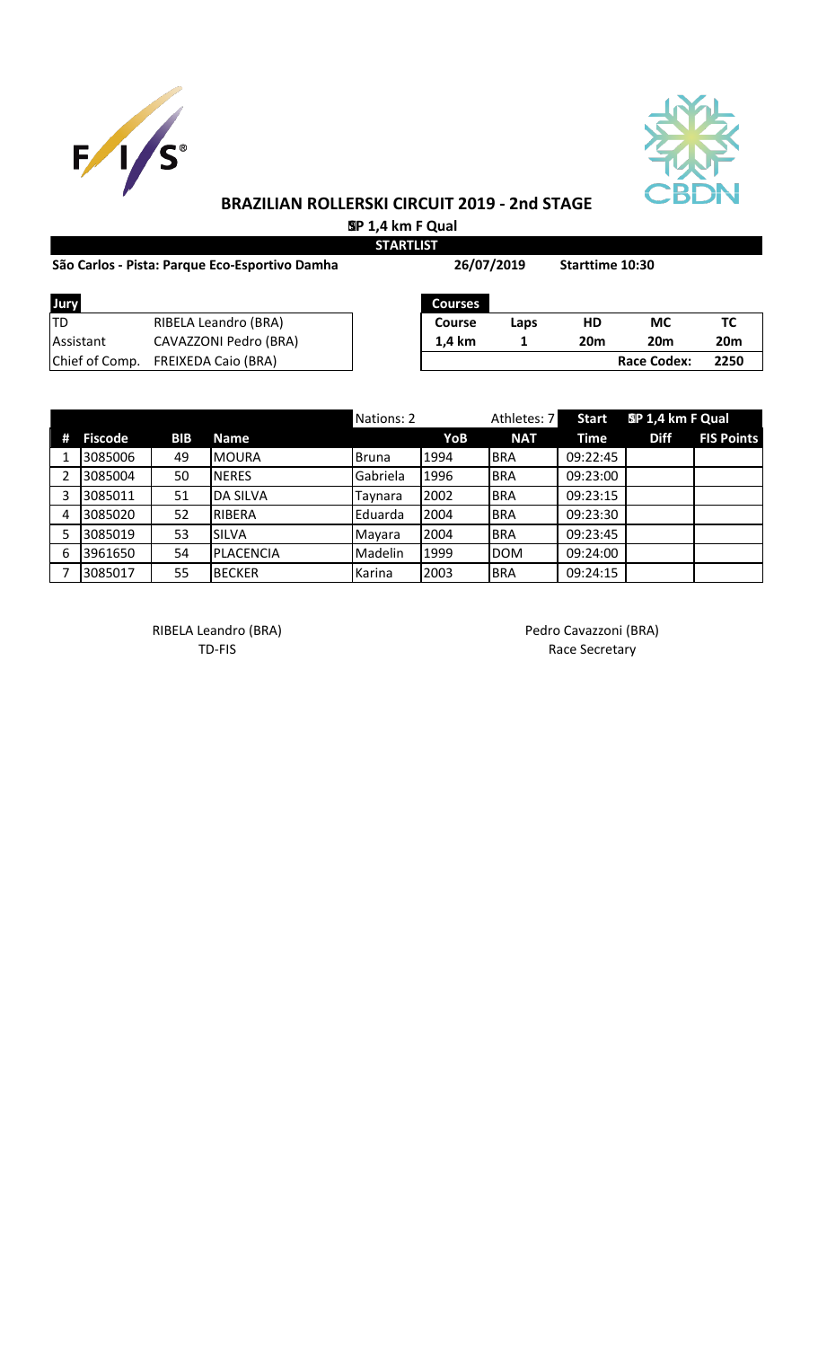# BRAZILIAN ROLLERSKI CIRCUIT 2019 - 2nd STAGE

## SP 1,4 km F Qual

**STARTLIST**

**São Carlos - Pista: Parque Eco-Esportivo Damha** | **26/07/2019** | **Starttime 10:30**

| Jury | |
|---|---|
| TD | RIBELA Leandro (BRA) |
| Assistant | CAVAZZONI Pedro (BRA) |
| Chief of Comp. | FREIXEDA Caio (BRA) |

| Courses | | | | |
|---|---|---|---|---|
| Course | Laps | HD | MC | TC |
| 1,4 km | 1 | 20m | 20m | 20m |
| | | | Race Codex: | 2250 |

| # | Fiscode | BIB | Name | Nations: 2 | YoB | Athletes: 7 NAT | Start Time | SP 1,4 km F Qual Diff | FIS Points |
|---|---|---|---|---|---|---|---|---|---|
| 1 | 3085006 | 49 | MOURA | Bruna | 1994 | BRA | 09:22:45 | | |
| 2 | 3085004 | 50 | NERES | Gabriela | 1996 | BRA | 09:23:00 | | |
| 3 | 3085011 | 51 | DA SILVA | Taynara | 2002 | BRA | 09:23:15 | | |
| 4 | 3085020 | 52 | RIBERA | Eduarda | 2004 | BRA | 09:23:30 | | |
| 5 | 3085019 | 53 | SILVA | Mayara | 2004 | BRA | 09:23:45 | | |
| 6 | 3961650 | 54 | PLACENCIA | Madelin | 1999 | DOM | 09:24:00 | | |
| 7 | 3085017 | 55 | BECKER | Karina | 2003 | BRA | 09:24:15 | | |

RIBELA Leandro (BRA)
TD-FIS

Pedro Cavazzoni (BRA)
Race Secretary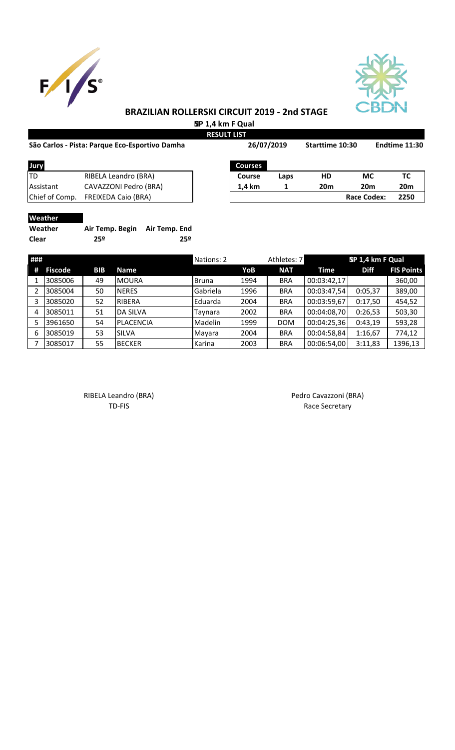# BRAZILIAN ROLLERSKI CIRCUIT 2019 - 2nd STAGE

**SP 1,4 km F Qual**

**RESULT LIST**

**São Carlos - Pista: Parque Eco-Esportivo Damha** | **26/07/2019** | **Starttime 10:30** | **Endtime 11:30**

| Jury | |
|---|---|
| TD | RIBELA Leandro (BRA) |
| Assistant | CAVAZZONI Pedro (BRA) |
| Chief of Comp. | FREIXEDA Caio (BRA) |

| Courses | | | | |
|---|---|---|---|---|
| **Course** | **Laps** | **HD** | **MC** | **TC** |
| **1,4 km** | **1** | **20m** | **20m** | **20m** |
| | | | **Race Codex:** | **2250** |

**Weather**

| Weather | Air Temp. Begin | Air Temp. End |
|---|---|---|
| **Clear** | **25º** | **25º** |

| ### | | | | Nations: 2 | | Athletes: 7 | SP 1,4 km F Qual | | |
|---|---|---|---|---|---|---|---|---|---|
| **#** | **Fiscode** | **BIB** | **Name** | | **YoB** | **NAT** | **Time** | **Diff** | **FIS Points** |
| 1 | 3085006 | 49 | MOURA | Bruna | 1994 | BRA | 00:03:42,17 | | 360,00 |
| 2 | 3085004 | 50 | NERES | Gabriela | 1996 | BRA | 00:03:47,54 | 0:05,37 | 389,00 |
| 3 | 3085020 | 52 | RIBERA | Eduarda | 2004 | BRA | 00:03:59,67 | 0:17,50 | 454,52 |
| 4 | 3085011 | 51 | DA SILVA | Taynara | 2002 | BRA | 00:04:08,70 | 0:26,53 | 503,30 |
| 5 | 3961650 | 54 | PLACENCIA | Madelin | 1999 | DOM | 00:04:25,36 | 0:43,19 | 593,28 |
| 6 | 3085019 | 53 | SILVA | Mayara | 2004 | BRA | 00:04:58,84 | 1:16,67 | 774,12 |
| 7 | 3085017 | 55 | BECKER | Karina | 2003 | BRA | 00:06:54,00 | 3:11,83 | 1396,13 |

RIBELA Leandro (BRA)
TD-FIS

Pedro Cavazzoni (BRA)
Race Secretary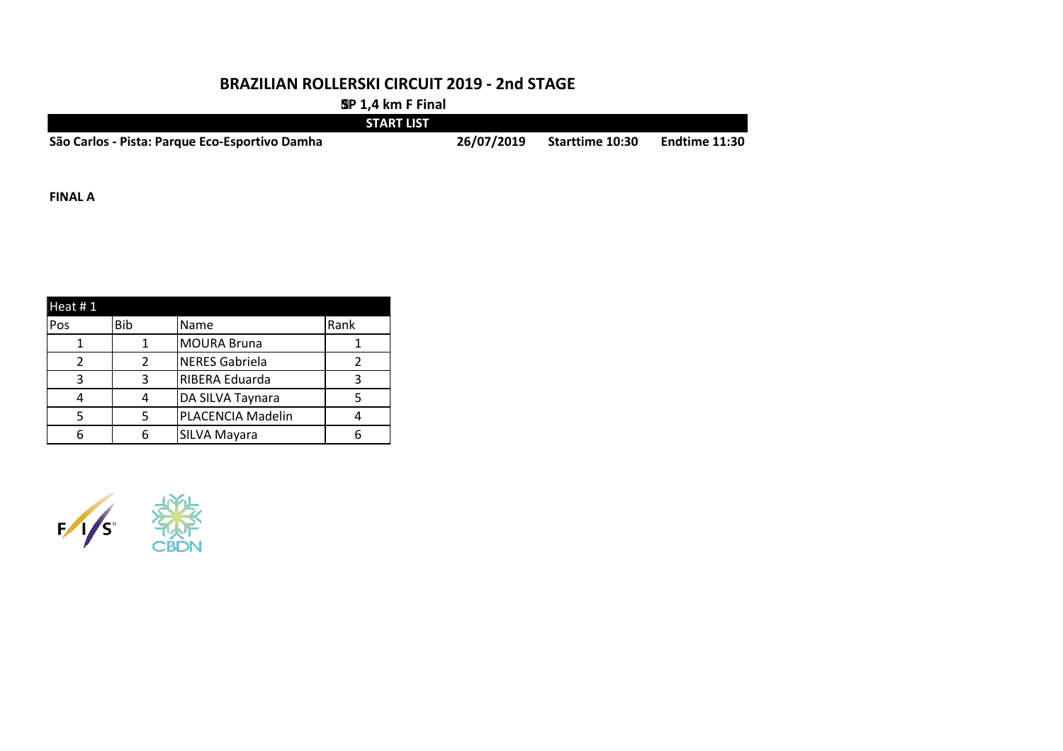# BRAZILIAN ROLLERSKI CIRCUIT 2019 - 2nd STAGE

**SP 1,4 km F Final**

**START LIST**

**São Carlos - Pista: Parque Eco-Esportivo Damha** **26/07/2019** **Starttime 10:30** **Endtime 11:30**

**FINAL A**

| Heat # 1 | | | |
|---|---|---|---|
| Pos | Bib | Name | Rank |
| 1 | 1 | MOURA Bruna | 1 |
| 2 | 2 | NERES Gabriela | 2 |
| 3 | 3 | RIBERA Eduarda | 3 |
| 4 | 4 | DA SILVA Taynara | 5 |
| 5 | 5 | PLACENCIA Madelin | 4 |
| 6 | 6 | SILVA Mayara | 6 |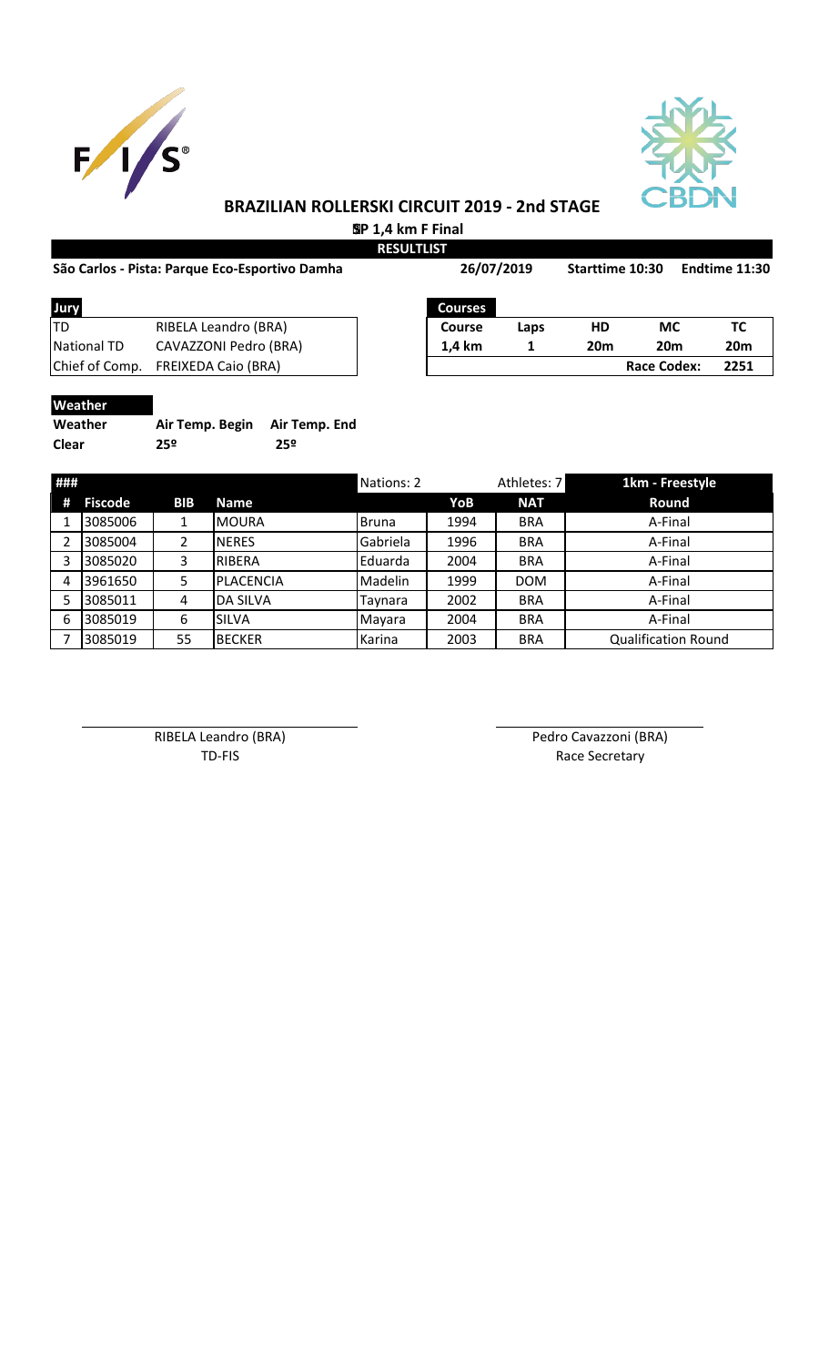## BRAZILIAN ROLLERSKI CIRCUIT 2019 - 2nd STAGE

**SP 1,4 km F Final**

**RESULTLIST**

**São Carlos - Pista: Parque Eco-Esportivo Damha** | **26/07/2019** | **Starttime 10:30** | **Endtime 11:30**

| Jury | |
|---|---|
| TD | RIBELA Leandro (BRA) |
| National TD | CAVAZZONI Pedro (BRA) |
| Chief of Comp. | FREIXEDA Caio (BRA) |

| Courses | | | | |
|---|---|---|---|---|
| **Course** | **Laps** | **HD** | **MC** | **TC** |
| 1,4 km | 1 | 20m | 20m | 20m |
| | | | **Race Codex:** | **2251** |

**Weather**

| Weather | Air Temp. Begin | Air Temp. End |
|---|---|---|
| Clear | 25º | 25º |

| ### | | | | Nations: 2 | | Athletes: 7 | 1km - Freestyle |
|---|---|---|---|---|---|---|---|
| **#** | **Fiscode** | **BIB** | **Name** | | **YoB** | **NAT** | **Round** |
| 1 | 3085006 | 1 | MOURA | Bruna | 1994 | BRA | A-Final |
| 2 | 3085004 | 2 | NERES | Gabriela | 1996 | BRA | A-Final |
| 3 | 3085020 | 3 | RIBERA | Eduarda | 2004 | BRA | A-Final |
| 4 | 3961650 | 5 | PLACENCIA | Madelin | 1999 | DOM | A-Final |
| 5 | 3085011 | 4 | DA SILVA | Taynara | 2002 | BRA | A-Final |
| 6 | 3085019 | 6 | SILVA | Mayara | 2004 | BRA | A-Final |
| 7 | 3085019 | 55 | BECKER | Karina | 2003 | BRA | Qualification Round |

RIBELA Leandro (BRA)
TD-FIS

Pedro Cavazzoni (BRA)
Race Secretary